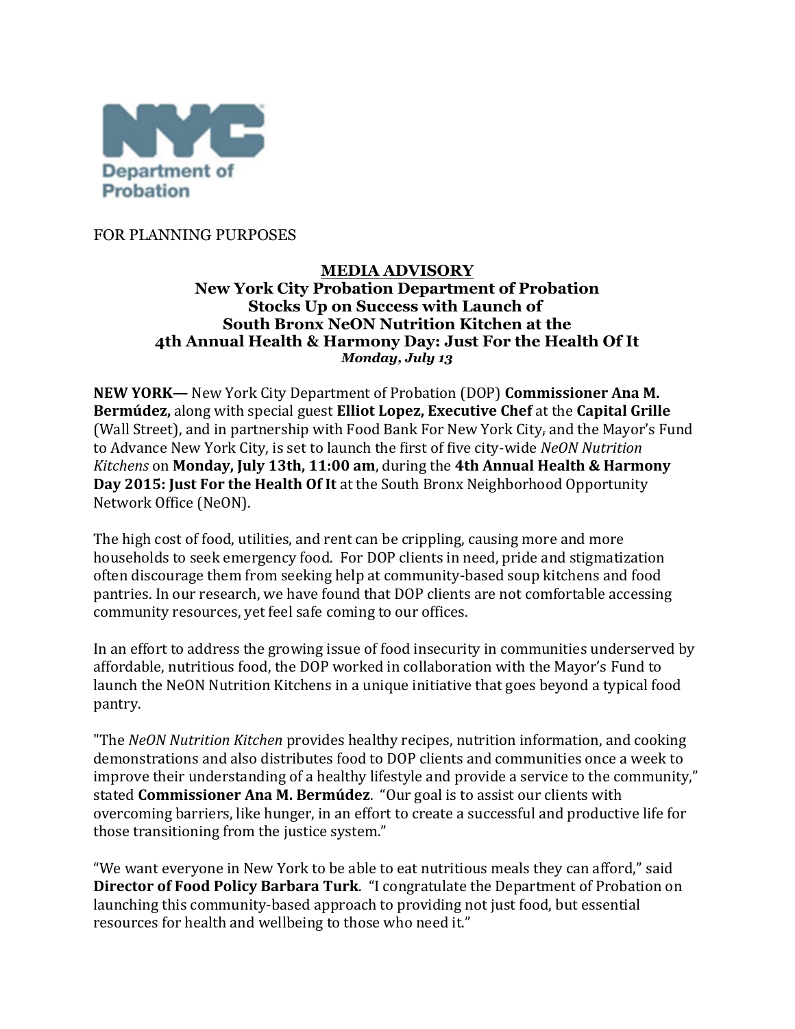NYC Department of Probation

FOR PLANNING PURPOSES

**MEDIA ADVISORY**
**New York City Probation Department of Probation**
**Stocks Up on Success with Launch of**
**South Bronx NeON Nutrition Kitchen at the**
**4th Annual Health & Harmony Day: Just For the Health Of It**
***Monday, July 13***

**NEW YORK—** New York City Department of Probation (DOP) **Commissioner Ana M. Bermúdez,** along with special guest **Elliot Lopez, Executive Chef** at the **Capital Grille** (Wall Street), and in partnership with Food Bank For New York City, and the Mayor's Fund to Advance New York City, is set to launch the first of five city-wide *NeON Nutrition Kitchens* on **Monday, July 13th, 11:00 am**, during the **4th Annual Health & Harmony Day 2015: Just For the Health Of It** at the South Bronx Neighborhood Opportunity Network Office (NeON).

The high cost of food, utilities, and rent can be crippling, causing more and more households to seek emergency food. For DOP clients in need, pride and stigmatization often discourage them from seeking help at community-based soup kitchens and food pantries. In our research, we have found that DOP clients are not comfortable accessing community resources, yet feel safe coming to our offices.

In an effort to address the growing issue of food insecurity in communities underserved by affordable, nutritious food, the DOP worked in collaboration with the Mayor's Fund to launch the NeON Nutrition Kitchens in a unique initiative that goes beyond a typical food pantry.

"The *NeON Nutrition Kitchen* provides healthy recipes, nutrition information, and cooking demonstrations and also distributes food to DOP clients and communities once a week to improve their understanding of a healthy lifestyle and provide a service to the community," stated **Commissioner Ana M. Bermúdez**. "Our goal is to assist our clients with overcoming barriers, like hunger, in an effort to create a successful and productive life for those transitioning from the justice system."

"We want everyone in New York to be able to eat nutritious meals they can afford," said **Director of Food Policy Barbara Turk**. "I congratulate the Department of Probation on launching this community-based approach to providing not just food, but essential resources for health and wellbeing to those who need it."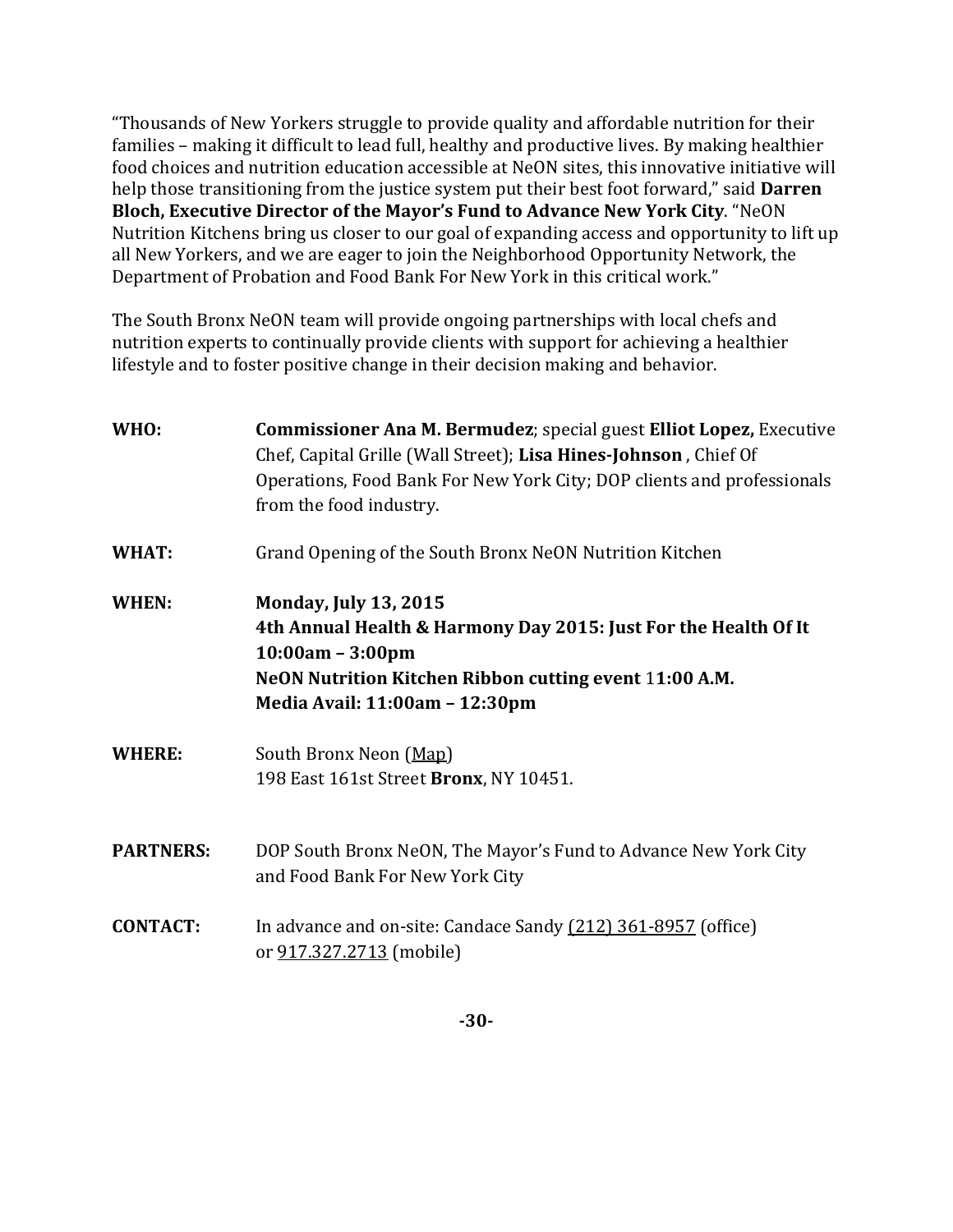"Thousands of New Yorkers struggle to provide quality and affordable nutrition for their families – making it difficult to lead full, healthy and productive lives. By making healthier food choices and nutrition education accessible at NeON sites, this innovative initiative will help those transitioning from the justice system put their best foot forward," said **Darren Bloch, Executive Director of the Mayor's Fund to Advance New York City**. "NeON Nutrition Kitchens bring us closer to our goal of expanding access and opportunity to lift up all New Yorkers, and we are eager to join the Neighborhood Opportunity Network, the Department of Probation and Food Bank For New York in this critical work."

The South Bronx NeON team will provide ongoing partnerships with local chefs and nutrition experts to continually provide clients with support for achieving a healthier lifestyle and to foster positive change in their decision making and behavior.

**WHO:** **Commissioner Ana M. Bermudez**; special guest **Elliot Lopez,** Executive Chef, Capital Grille (Wall Street); **Lisa Hines-Johnson** , Chief Of Operations, Food Bank For New York City; DOP clients and professionals from the food industry.

**WHAT:** Grand Opening of the South Bronx NeON Nutrition Kitchen

**WHEN:** **Monday, July 13, 2015**
**4th Annual Health & Harmony Day 2015: Just For the Health Of It**
**10:00am – 3:00pm**
**NeON Nutrition Kitchen Ribbon cutting event** 1**1:00 A.M.**
**Media Avail: 11:00am – 12:30pm**

**WHERE:** South Bronx Neon (Map)
198 East 161st Street **Bronx**, NY 10451.

**PARTNERS:** DOP South Bronx NeON, The Mayor's Fund to Advance New York City and Food Bank For New York City

**CONTACT:** In advance and on-site: Candace Sandy (212) 361-8957 (office) or 917.327.2713 (mobile)

**-30-**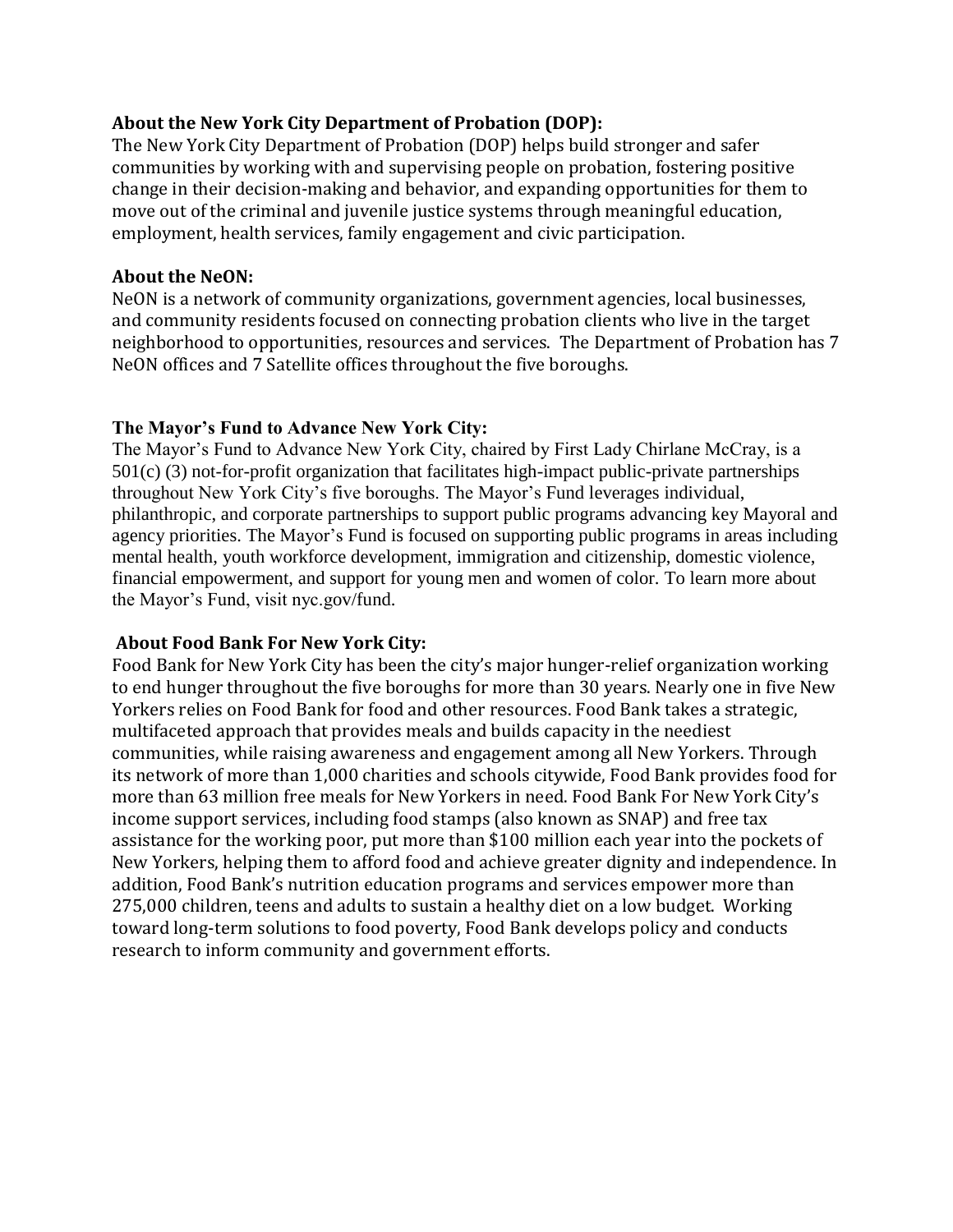**About the New York City Department of Probation (DOP):**
The New York City Department of Probation (DOP) helps build stronger and safer communities by working with and supervising people on probation, fostering positive change in their decision-making and behavior, and expanding opportunities for them to move out of the criminal and juvenile justice systems through meaningful education, employment, health services, family engagement and civic participation.

**About the NeON:**
NeON is a network of community organizations, government agencies, local businesses, and community residents focused on connecting probation clients who live in the target neighborhood to opportunities, resources and services. The Department of Probation has 7 NeON offices and 7 Satellite offices throughout the five boroughs.

**The Mayor's Fund to Advance New York City:**
The Mayor's Fund to Advance New York City, chaired by First Lady Chirlane McCray, is a 501(c) (3) not-for-profit organization that facilitates high-impact public-private partnerships throughout New York City's five boroughs. The Mayor's Fund leverages individual, philanthropic, and corporate partnerships to support public programs advancing key Mayoral and agency priorities. The Mayor's Fund is focused on supporting public programs in areas including mental health, youth workforce development, immigration and citizenship, domestic violence, financial empowerment, and support for young men and women of color. To learn more about the Mayor's Fund, visit nyc.gov/fund.

**About Food Bank For New York City:**
Food Bank for New York City has been the city's major hunger-relief organization working to end hunger throughout the five boroughs for more than 30 years. Nearly one in five New Yorkers relies on Food Bank for food and other resources. Food Bank takes a strategic, multifaceted approach that provides meals and builds capacity in the neediest communities, while raising awareness and engagement among all New Yorkers. Through its network of more than 1,000 charities and schools citywide, Food Bank provides food for more than 63 million free meals for New Yorkers in need. Food Bank For New York City's income support services, including food stamps (also known as SNAP) and free tax assistance for the working poor, put more than $100 million each year into the pockets of New Yorkers, helping them to afford food and achieve greater dignity and independence. In addition, Food Bank's nutrition education programs and services empower more than 275,000 children, teens and adults to sustain a healthy diet on a low budget. Working toward long-term solutions to food poverty, Food Bank develops policy and conducts research to inform community and government efforts.